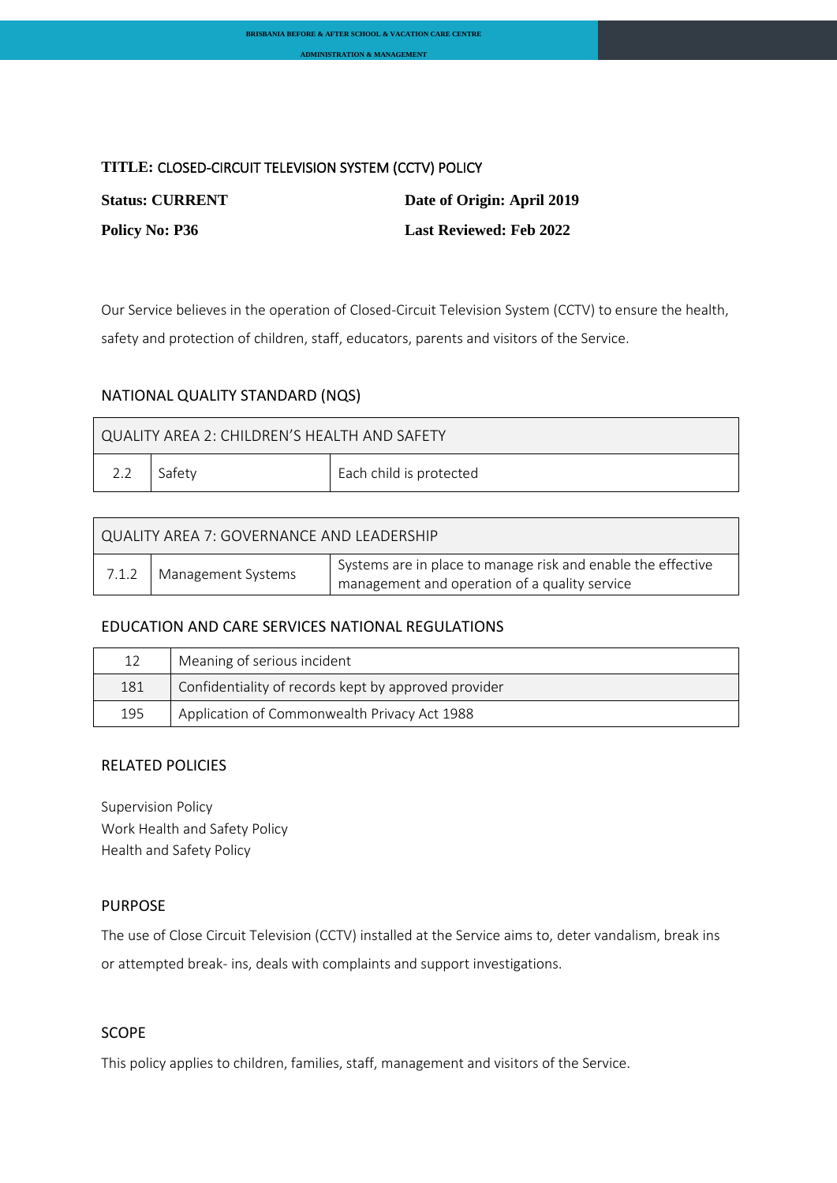**TITLE:** CLOSED-CIRCUIT TELEVISION SYSTEM (CCTV) POLICY

**Status: CURRENT** **Date of Origin: April 2019**

**Policy No: P36** **Last Reviewed: Feb 2022**

Our Service believes in the operation of Closed-Circuit Television System (CCTV) to ensure the health, safety and protection of children, staff, educators, parents and visitors of the Service.

## NATIONAL QUALITY STANDARD (NQS)

| QUALITY AREA 2: CHILDREN'S HEALTH AND SAFETY | | |
|---|---|---|
| 2.2 | Safety | Each child is protected |

| QUALITY AREA 7: GOVERNANCE AND LEADERSHIP | | |
|---|---|---|
| 7.1.2 | Management Systems | Systems are in place to manage risk and enable the effective management and operation of a quality service |

## EDUCATION AND CARE SERVICES NATIONAL REGULATIONS

| | |
|---|---|
| 12 | Meaning of serious incident |
| 181 | Confidentiality of records kept by approved provider |
| 195 | Application of Commonwealth Privacy Act 1988 |

## RELATED POLICIES

Supervision Policy
Work Health and Safety Policy
Health and Safety Policy

## PURPOSE

The use of Close Circuit Television (CCTV) installed at the Service aims to, deter vandalism, break ins or attempted break- ins, deals with complaints and support investigations.

## SCOPE

This policy applies to children, families, staff, management and visitors of the Service.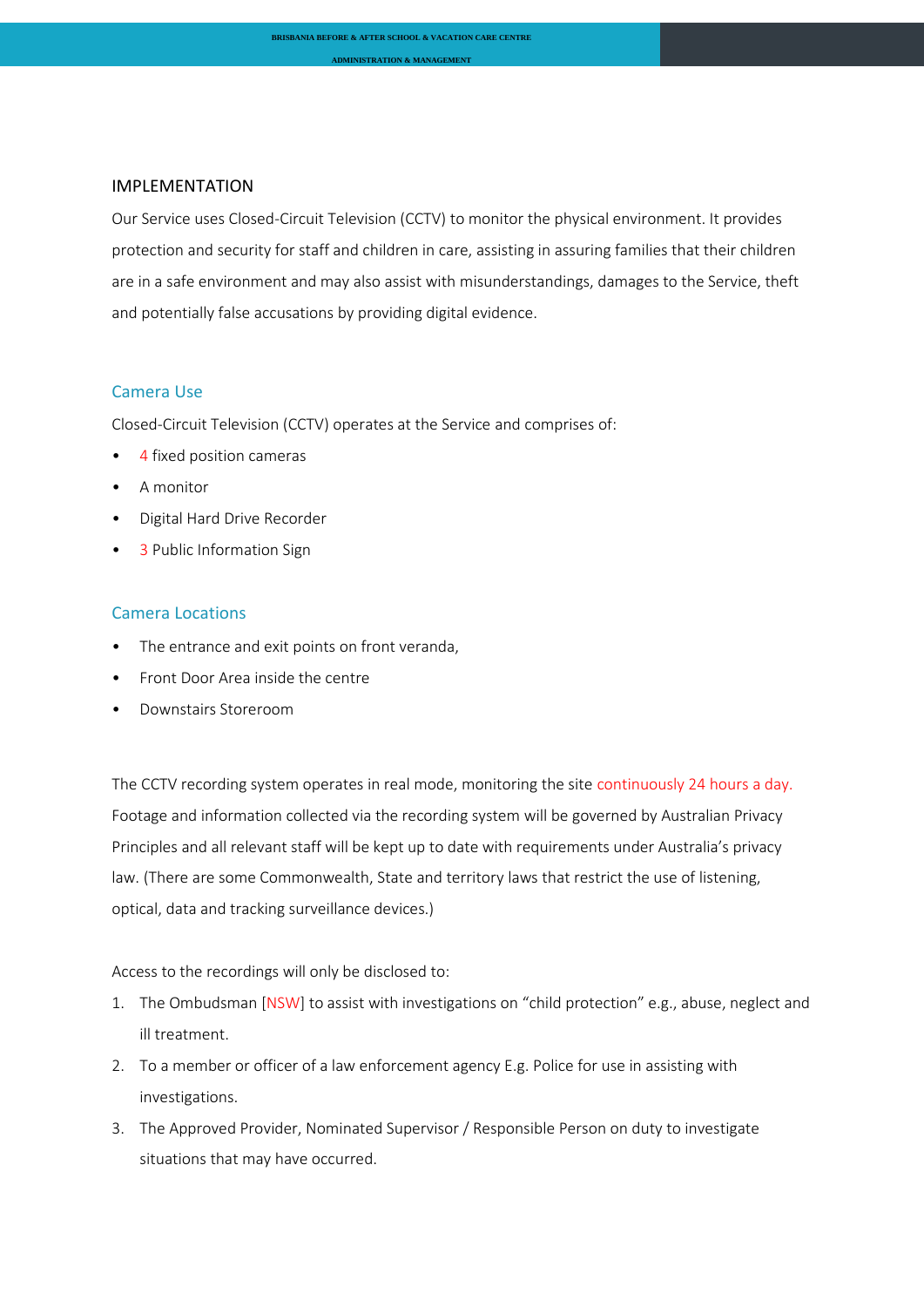## IMPLEMENTATION

Our Service uses Closed-Circuit Television (CCTV) to monitor the physical environment. It provides protection and security for staff and children in care, assisting in assuring families that their children are in a safe environment and may also assist with misunderstandings, damages to the Service, theft and potentially false accusations by providing digital evidence.

### Camera Use

Closed-Circuit Television (CCTV) operates at the Service and comprises of:

- 4 fixed position cameras
- A monitor
- Digital Hard Drive Recorder
- 3 Public Information Sign

### Camera Locations

- The entrance and exit points on front veranda,
- Front Door Area inside the centre
- Downstairs Storeroom

The CCTV recording system operates in real mode, monitoring the site continuously 24 hours a day. Footage and information collected via the recording system will be governed by Australian Privacy Principles and all relevant staff will be kept up to date with requirements under Australia's privacy law. (There are some Commonwealth, State and territory laws that restrict the use of listening, optical, data and tracking surveillance devices.)

Access to the recordings will only be disclosed to:

1. The Ombudsman [NSW] to assist with investigations on "child protection" e.g., abuse, neglect and ill treatment.
2. To a member or officer of a law enforcement agency E.g. Police for use in assisting with investigations.
3. The Approved Provider, Nominated Supervisor / Responsible Person on duty to investigate situations that may have occurred.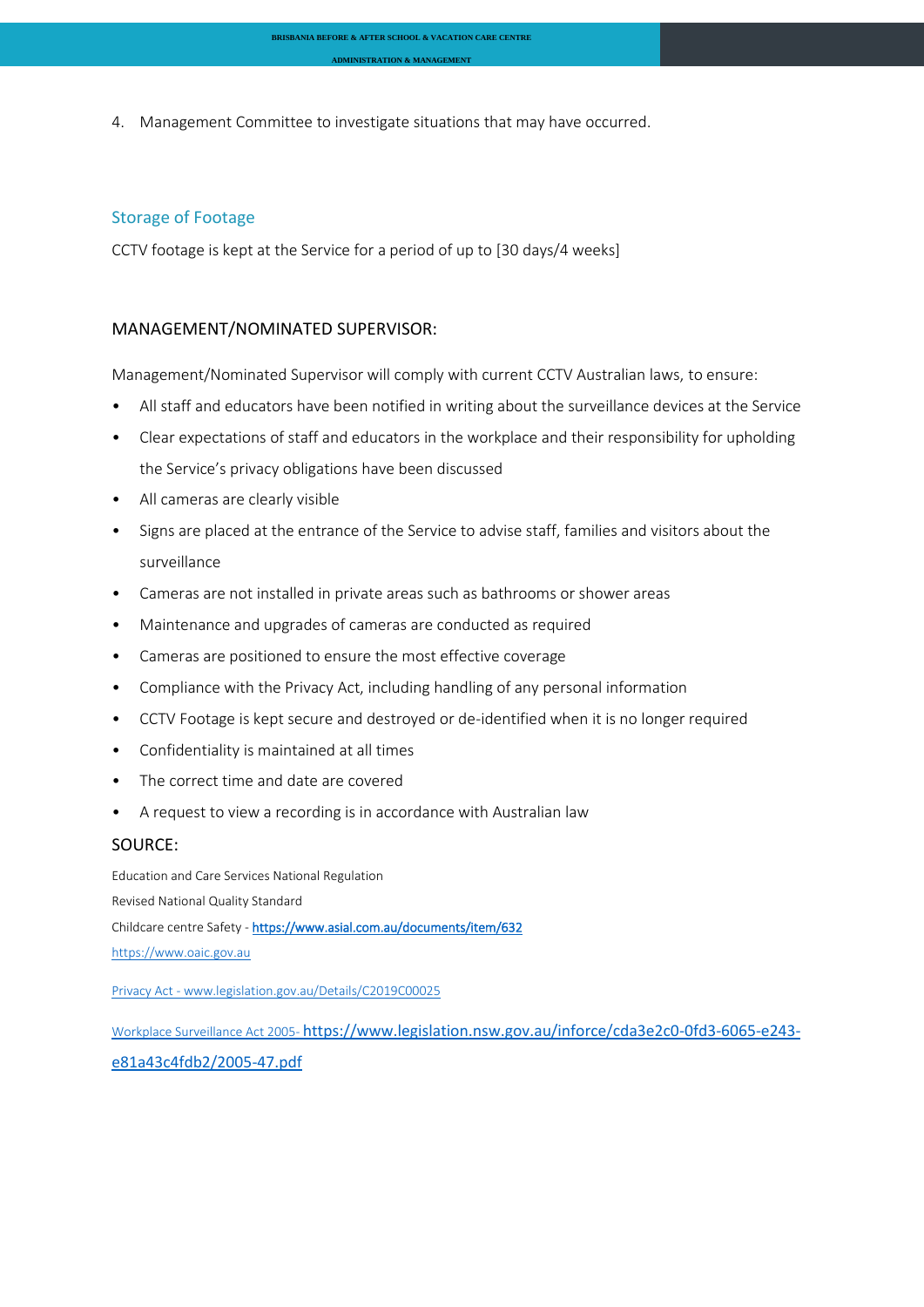4. Management Committee to investigate situations that may have occurred.

## Storage of Footage

CCTV footage is kept at the Service for a period of up to [30 days/4 weeks]

## MANAGEMENT/NOMINATED SUPERVISOR:

Management/Nominated Supervisor will comply with current CCTV Australian laws, to ensure:

- All staff and educators have been notified in writing about the surveillance devices at the Service
- Clear expectations of staff and educators in the workplace and their responsibility for upholding the Service's privacy obligations have been discussed
- All cameras are clearly visible
- Signs are placed at the entrance of the Service to advise staff, families and visitors about the surveillance
- Cameras are not installed in private areas such as bathrooms or shower areas
- Maintenance and upgrades of cameras are conducted as required
- Cameras are positioned to ensure the most effective coverage
- Compliance with the Privacy Act, including handling of any personal information
- CCTV Footage is kept secure and destroyed or de-identified when it is no longer required
- Confidentiality is maintained at all times
- The correct time and date are covered
- A request to view a recording is in accordance with Australian law

## SOURCE:

Education and Care Services National Regulation

Revised National Quality Standard

Childcare centre Safety - https://www.asial.com.au/documents/item/632

https://www.oaic.gov.au

Privacy Act - www.legislation.gov.au/Details/C2019C00025

Workplace Surveillance Act 2005- https://www.legislation.nsw.gov.au/inforce/cda3e2c0-0fd3-6065-e243-e81a43c4fdb2/2005-47.pdf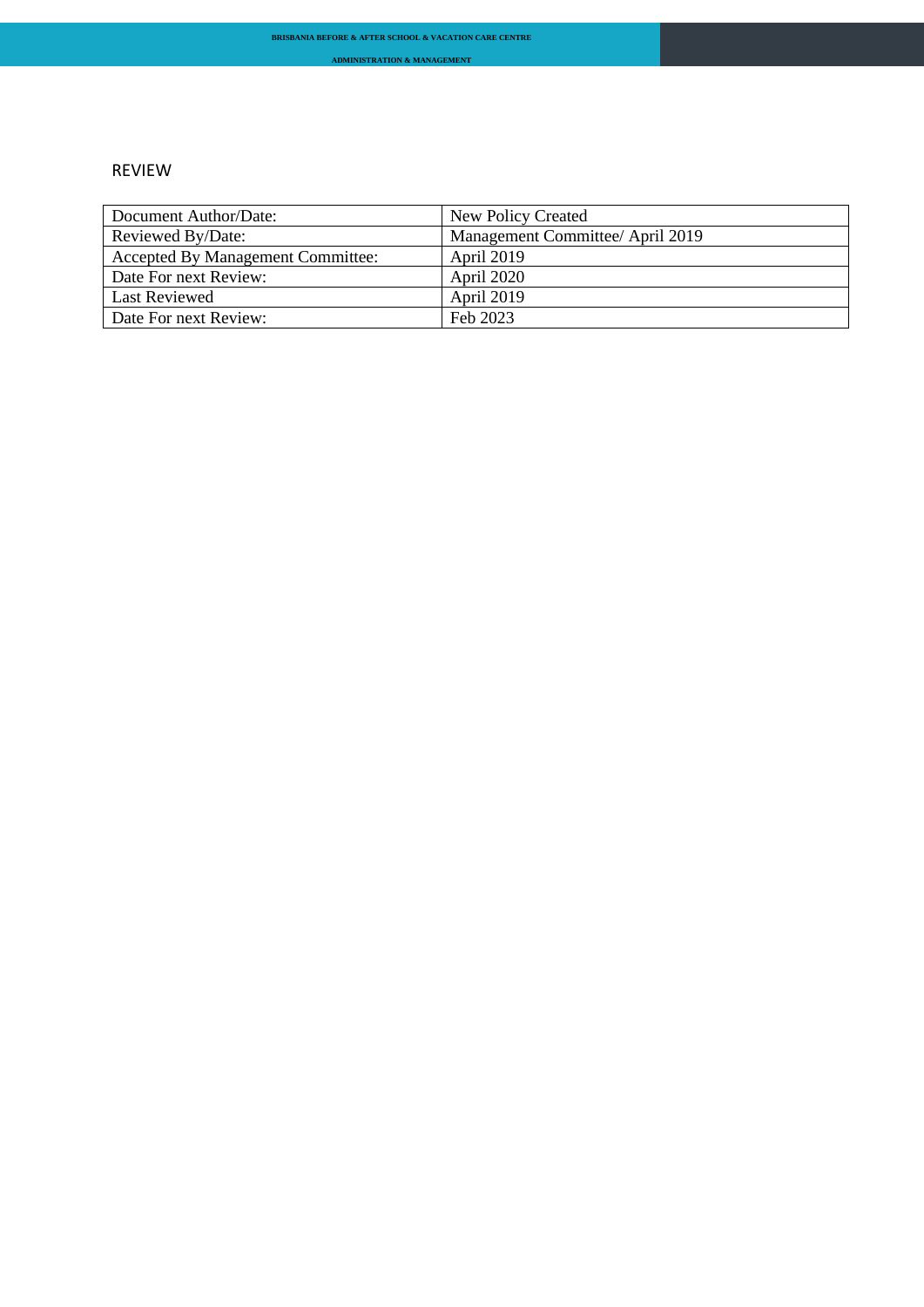REVIEW

| | |
|---|---|
| Document Author/Date: | New Policy Created |
| Reviewed By/Date: | Management Committee/ April 2019 |
| Accepted By Management Committee: | April 2019 |
| Date For next Review: | April 2020 |
| Last Reviewed | April 2019 |
| Date For next Review: | Feb 2023 |